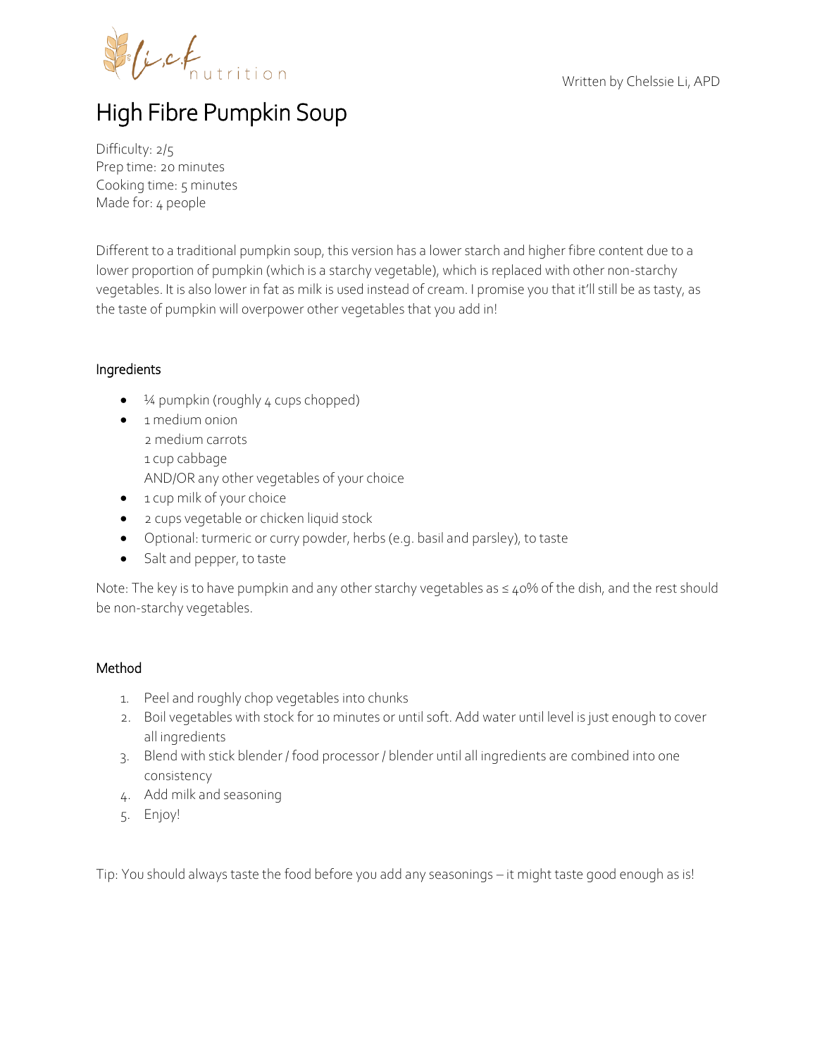Written by Chelssie Li, APD

# High Fibre Pumpkin Soup

Difficulty: 2/5
Prep time: 20 minutes
Cooking time: 5 minutes
Made for: 4 people

Different to a traditional pumpkin soup, this version has a lower starch and higher fibre content due to a lower proportion of pumpkin (which is a starchy vegetable), which is replaced with other non-starchy vegetables. It is also lower in fat as milk is used instead of cream. I promise you that it'll still be as tasty, as the taste of pumpkin will overpower other vegetables that you add in!

## Ingredients

- ¼ pumpkin (roughly 4 cups chopped)
- 1 medium onion
  2 medium carrots
  1 cup cabbage
  AND/OR any other vegetables of your choice
- 1 cup milk of your choice
- 2 cups vegetable or chicken liquid stock
- Optional: turmeric or curry powder, herbs (e.g. basil and parsley), to taste
- Salt and pepper, to taste

Note: The key is to have pumpkin and any other starchy vegetables as ≤ 40% of the dish, and the rest should be non-starchy vegetables.

## Method

1. Peel and roughly chop vegetables into chunks
2. Boil vegetables with stock for 10 minutes or until soft. Add water until level is just enough to cover all ingredients
3. Blend with stick blender / food processor / blender until all ingredients are combined into one consistency
4. Add milk and seasoning
5. Enjoy!

Tip: You should always taste the food before you add any seasonings – it might taste good enough as is!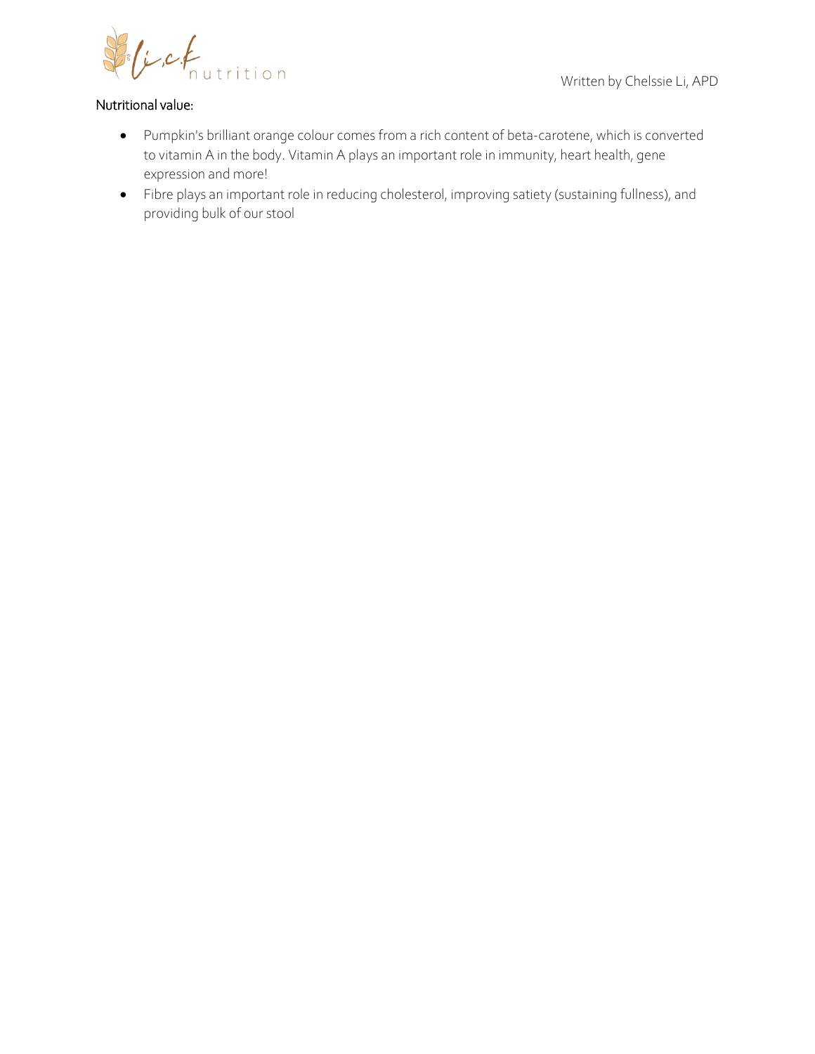Nutritional value:

- Pumpkin's brilliant orange colour comes from a rich content of beta-carotene, which is converted to vitamin A in the body. Vitamin A plays an important role in immunity, heart health, gene expression and more!
- Fibre plays an important role in reducing cholesterol, improving satiety (sustaining fullness), and providing bulk of our stool